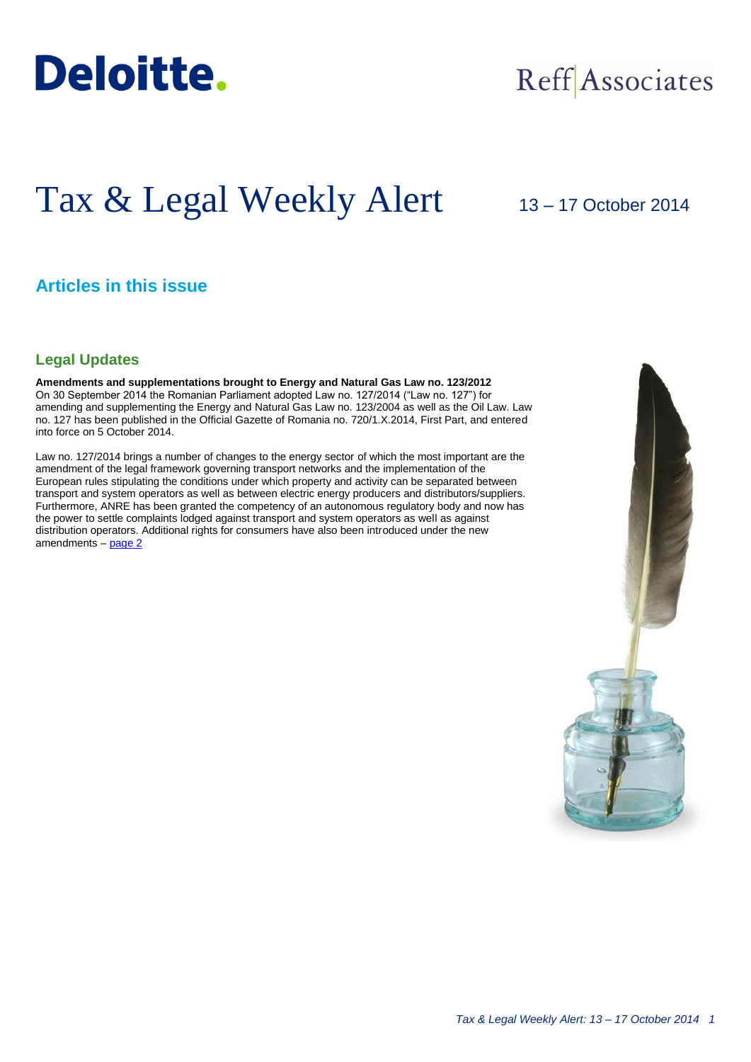Deloitte.

Reff|Associates

# Tax & Legal Weekly Alert

13 – 17 October 2014

## Articles in this issue

### Legal Updates

**Amendments and supplementations brought to Energy and Natural Gas Law no. 123/2012**
On 30 September 2014 the Romanian Parliament adopted Law no. 127/2014 ("Law no. 127") for amending and supplementing the Energy and Natural Gas Law no. 123/2004 as well as the Oil Law. Law no. 127 has been published in the Official Gazette of Romania no. 720/1.X.2014, First Part, and entered into force on 5 October 2014.

Law no. 127/2014 brings a number of changes to the energy sector of which the most important are the amendment of the legal framework governing transport networks and the implementation of the European rules stipulating the conditions under which property and activity can be separated between transport and system operators as well as between electric energy producers and distributors/suppliers. Furthermore, ANRE has been granted the competency of an autonomous regulatory body and now has the power to settle complaints lodged against transport and system operators as well as against distribution operators. Additional rights for consumers have also been introduced under the new amendments – page 2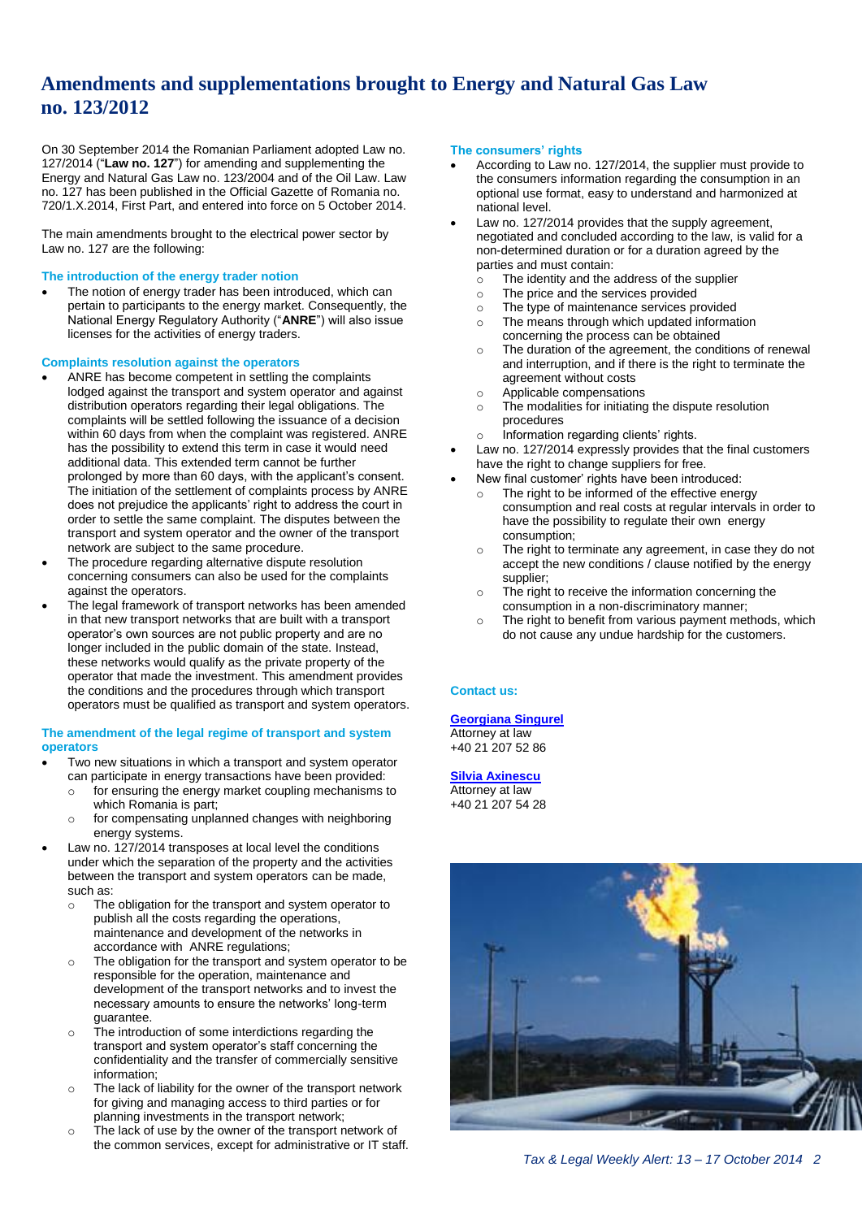# Amendments and supplementations brought to Energy and Natural Gas Law no. 123/2012

On 30 September 2014 the Romanian Parliament adopted Law no. 127/2014 ("**Law no. 127**") for amending and supplementing the Energy and Natural Gas Law no. 123/2004 and of the Oil Law. Law no. 127 has been published in the Official Gazette of Romania no. 720/1.X.2014, First Part, and entered into force on 5 October 2014.

The main amendments brought to the electrical power sector by Law no. 127 are the following:

### The introduction of the energy trader notion

- The notion of energy trader has been introduced, which can pertain to participants to the energy market. Consequently, the National Energy Regulatory Authority ("**ANRE**") will also issue licenses for the activities of energy traders.

### Complaints resolution against the operators

- ANRE has become competent in settling the complaints lodged against the transport and system operator and against distribution operators regarding their legal obligations. The complaints will be settled following the issuance of a decision within 60 days from when the complaint was registered. ANRE has the possibility to extend this term in case it would need additional data. This extended term cannot be further prolonged by more than 60 days, with the applicant's consent. The initiation of the settlement of complaints process by ANRE does not prejudice the applicants' right to address the court in order to settle the same complaint. The disputes between the transport and system operator and the owner of the transport network are subject to the same procedure.
- The procedure regarding alternative dispute resolution concerning consumers can also be used for the complaints against the operators.
- The legal framework of transport networks has been amended in that new transport networks that are built with a transport operator's own sources are not public property and are no longer included in the public domain of the state. Instead, these networks would qualify as the private property of the operator that made the investment. This amendment provides the conditions and the procedures through which transport operators must be qualified as transport and system operators.

### The amendment of the legal regime of transport and system operators

- Two new situations in which a transport and system operator can participate in energy transactions have been provided:
  - for ensuring the energy market coupling mechanisms to which Romania is part;
  - for compensating unplanned changes with neighboring energy systems.
- Law no. 127/2014 transposes at local level the conditions under which the separation of the property and the activities between the transport and system operators can be made, such as:
  - The obligation for the transport and system operator to publish all the costs regarding the operations, maintenance and development of the networks in accordance with ANRE regulations;
  - The obligation for the transport and system operator to be responsible for the operation, maintenance and development of the transport networks and to invest the necessary amounts to ensure the networks' long-term guarantee.
  - The introduction of some interdictions regarding the transport and system operator's staff concerning the confidentiality and the transfer of commercially sensitive information;
  - The lack of liability for the owner of the transport network for giving and managing access to third parties or for planning investments in the transport network;
  - The lack of use by the owner of the transport network of the common services, except for administrative or IT staff.

### The consumers' rights

- According to Law no. 127/2014, the supplier must provide to the consumers information regarding the consumption in an optional use format, easy to understand and harmonized at national level.
- Law no. 127/2014 provides that the supply agreement, negotiated and concluded according to the law, is valid for a non-determined duration or for a duration agreed by the parties and must contain:
  - The identity and the address of the supplier
  - The price and the services provided
  - The type of maintenance services provided
  - The means through which updated information concerning the process can be obtained
  - The duration of the agreement, the conditions of renewal and interruption, and if there is the right to terminate the agreement without costs
  - Applicable compensations
  - The modalities for initiating the dispute resolution procedures
  - Information regarding clients' rights.
- Law no. 127/2014 expressly provides that the final customers have the right to change suppliers for free.
- New final customer' rights have been introduced:
  - The right to be informed of the effective energy consumption and real costs at regular intervals in order to have the possibility to regulate their own energy consumption;
  - The right to terminate any agreement, in case they do not accept the new conditions / clause notified by the energy supplier;
  - The right to receive the information concerning the consumption in a non-discriminatory manner;
  - The right to benefit from various payment methods, which do not cause any undue hardship for the customers.

### Contact us:

**Georgiana Singurel**
Attorney at law
+40 21 207 52 86

**Silvia Axinescu**
Attorney at law
+40 21 207 54 28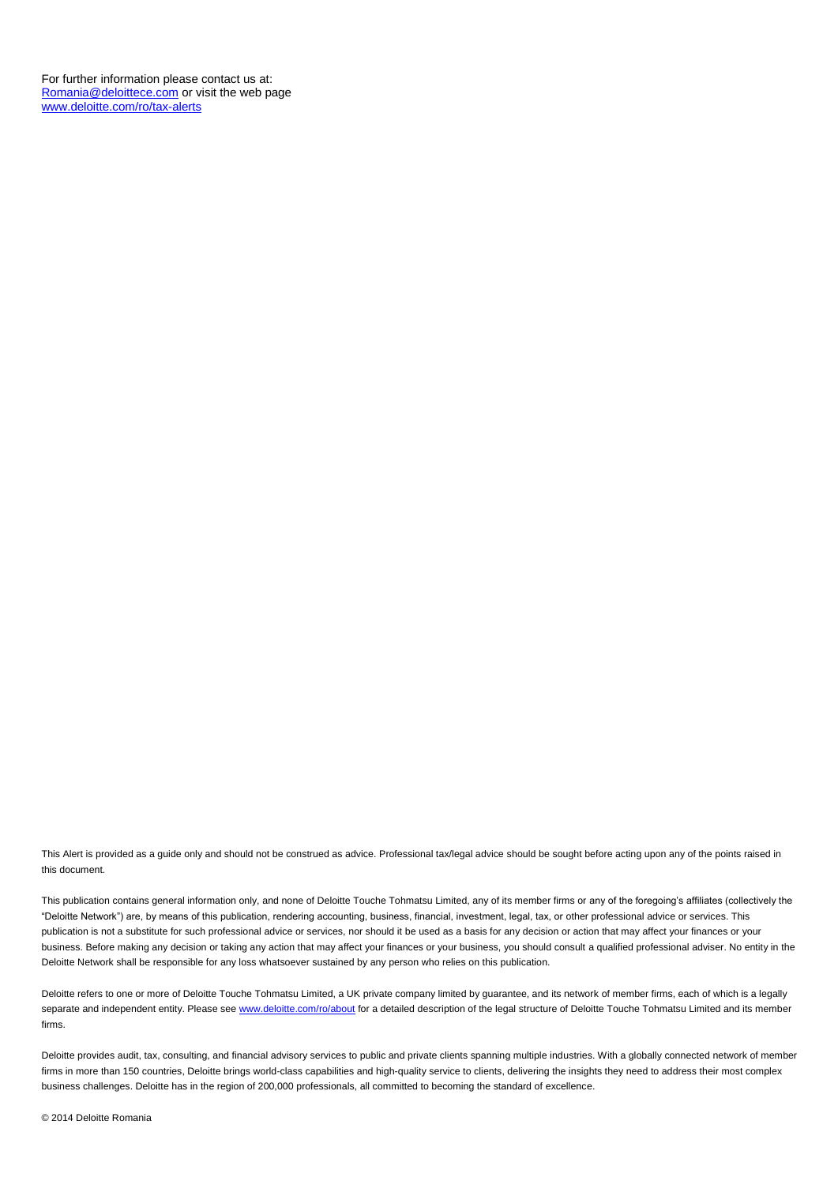For further information please contact us at:
[Romania@deloittece.com](mailto:Romania@deloittece.com) or visit the web page
[www.deloitte.com/ro/tax-alerts](http://www.deloitte.com/ro/tax-alerts)

This Alert is provided as a guide only and should not be construed as advice. Professional tax/legal advice should be sought before acting upon any of the points raised in this document.

This publication contains general information only, and none of Deloitte Touche Tohmatsu Limited, any of its member firms or any of the foregoing's affiliates (collectively the "Deloitte Network") are, by means of this publication, rendering accounting, business, financial, investment, legal, tax, or other professional advice or services. This publication is not a substitute for such professional advice or services, nor should it be used as a basis for any decision or action that may affect your finances or your business. Before making any decision or taking any action that may affect your finances or your business, you should consult a qualified professional adviser. No entity in the Deloitte Network shall be responsible for any loss whatsoever sustained by any person who relies on this publication.

Deloitte refers to one or more of Deloitte Touche Tohmatsu Limited, a UK private company limited by guarantee, and its network of member firms, each of which is a legally separate and independent entity. Please see [www.deloitte.com/ro/about](http://www.deloitte.com/ro/about) for a detailed description of the legal structure of Deloitte Touche Tohmatsu Limited and its member firms.

Deloitte provides audit, tax, consulting, and financial advisory services to public and private clients spanning multiple industries. With a globally connected network of member firms in more than 150 countries, Deloitte brings world-class capabilities and high-quality service to clients, delivering the insights they need to address their most complex business challenges. Deloitte has in the region of 200,000 professionals, all committed to becoming the standard of excellence.

© 2014 Deloitte Romania